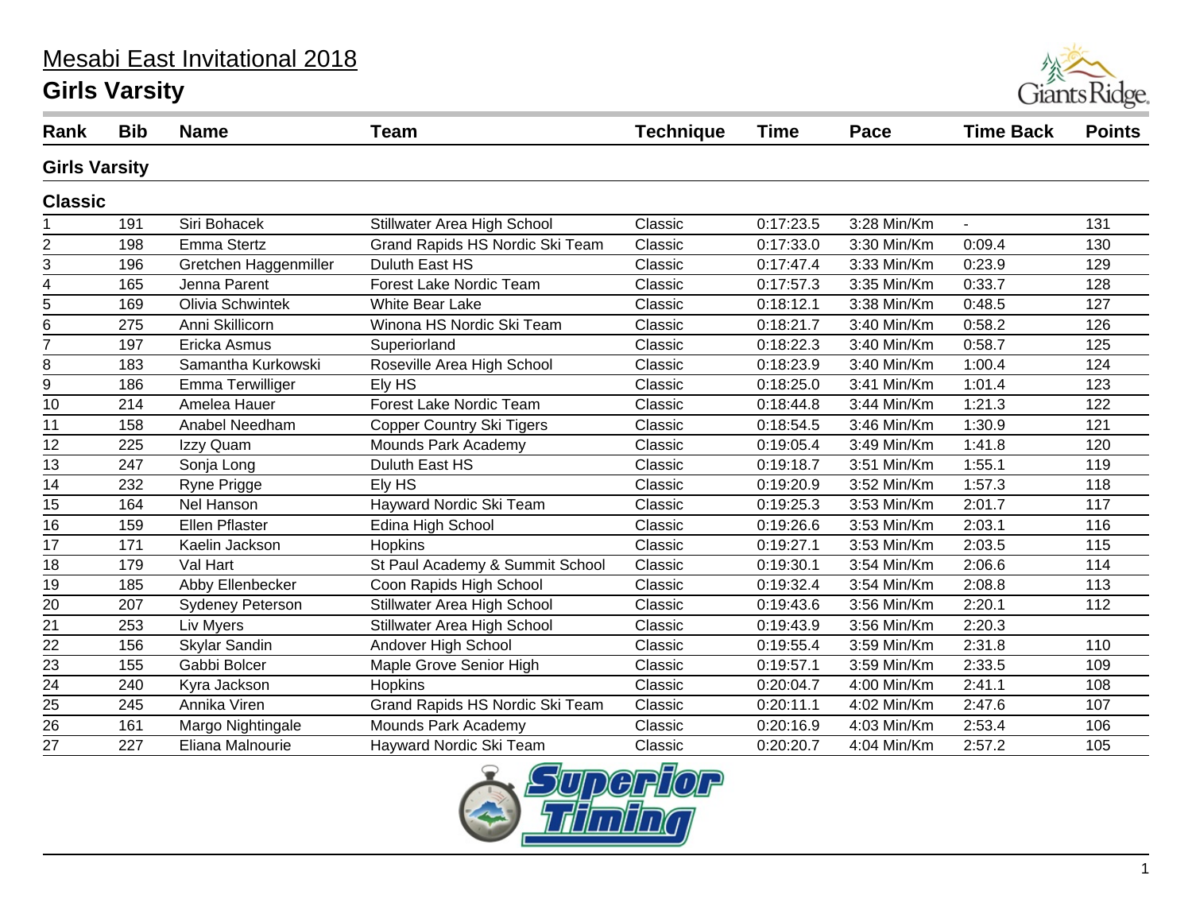# Mesabi East Invitational 2018

## Girls Varsity

| Rank | Bib | Name | Team | Technique | Time | Pace | Time Back | Points |
|---|---|---|---|---|---|---|---|---|
| **Girls Varsity** | | | | | | | | |
| **Classic** | | | | | | | | |
| 1 | 191 | Siri Bohacek | Stillwater Area High School | Classic | 0:17:23.5 | 3:28 Min/Km | - | 131 |
| 2 | 198 | Emma Stertz | Grand Rapids HS Nordic Ski Team | Classic | 0:17:33.0 | 3:30 Min/Km | 0:09.4 | 130 |
| 3 | 196 | Gretchen Haggenmiller | Duluth East HS | Classic | 0:17:47.4 | 3:33 Min/Km | 0:23.9 | 129 |
| 4 | 165 | Jenna Parent | Forest Lake Nordic Team | Classic | 0:17:57.3 | 3:35 Min/Km | 0:33.7 | 128 |
| 5 | 169 | Olivia Schwintek | White Bear Lake | Classic | 0:18:12.1 | 3:38 Min/Km | 0:48.5 | 127 |
| 6 | 275 | Anni Skillicorn | Winona HS Nordic Ski Team | Classic | 0:18:21.7 | 3:40 Min/Km | 0:58.2 | 126 |
| 7 | 197 | Ericka Asmus | Superiorland | Classic | 0:18:22.3 | 3:40 Min/Km | 0:58.7 | 125 |
| 8 | 183 | Samantha Kurkowski | Roseville Area High School | Classic | 0:18:23.9 | 3:40 Min/Km | 1:00.4 | 124 |
| 9 | 186 | Emma Terwilliger | Ely HS | Classic | 0:18:25.0 | 3:41 Min/Km | 1:01.4 | 123 |
| 10 | 214 | Amelea Hauer | Forest Lake Nordic Team | Classic | 0:18:44.8 | 3:44 Min/Km | 1:21.3 | 122 |
| 11 | 158 | Anabel Needham | Copper Country Ski Tigers | Classic | 0:18:54.5 | 3:46 Min/Km | 1:30.9 | 121 |
| 12 | 225 | Izzy Quam | Mounds Park Academy | Classic | 0:19:05.4 | 3:49 Min/Km | 1:41.8 | 120 |
| 13 | 247 | Sonja Long | Duluth East HS | Classic | 0:19:18.7 | 3:51 Min/Km | 1:55.1 | 119 |
| 14 | 232 | Ryne Prigge | Ely HS | Classic | 0:19:20.9 | 3:52 Min/Km | 1:57.3 | 118 |
| 15 | 164 | Nel Hanson | Hayward Nordic Ski Team | Classic | 0:19:25.3 | 3:53 Min/Km | 2:01.7 | 117 |
| 16 | 159 | Ellen Pflaster | Edina High School | Classic | 0:19:26.6 | 3:53 Min/Km | 2:03.1 | 116 |
| 17 | 171 | Kaelin Jackson | Hopkins | Classic | 0:19:27.1 | 3:53 Min/Km | 2:03.5 | 115 |
| 18 | 179 | Val Hart | St Paul Academy & Summit School | Classic | 0:19:30.1 | 3:54 Min/Km | 2:06.6 | 114 |
| 19 | 185 | Abby Ellenbecker | Coon Rapids High School | Classic | 0:19:32.4 | 3:54 Min/Km | 2:08.8 | 113 |
| 20 | 207 | Sydeney Peterson | Stillwater Area High School | Classic | 0:19:43.6 | 3:56 Min/Km | 2:20.1 | 112 |
| 21 | 253 | Liv Myers | Stillwater Area High School | Classic | 0:19:43.9 | 3:56 Min/Km | 2:20.3 | |
| 22 | 156 | Skylar Sandin | Andover High School | Classic | 0:19:55.4 | 3:59 Min/Km | 2:31.8 | 110 |
| 23 | 155 | Gabbi Bolcer | Maple Grove Senior High | Classic | 0:19:57.1 | 3:59 Min/Km | 2:33.5 | 109 |
| 24 | 240 | Kyra Jackson | Hopkins | Classic | 0:20:04.7 | 4:00 Min/Km | 2:41.1 | 108 |
| 25 | 245 | Annika Viren | Grand Rapids HS Nordic Ski Team | Classic | 0:20:11.1 | 4:02 Min/Km | 2:47.6 | 107 |
| 26 | 161 | Margo Nightingale | Mounds Park Academy | Classic | 0:20:16.9 | 4:03 Min/Km | 2:53.4 | 106 |
| 27 | 227 | Eliana Malnourie | Hayward Nordic Ski Team | Classic | 0:20:20.7 | 4:04 Min/Km | 2:57.2 | 105 |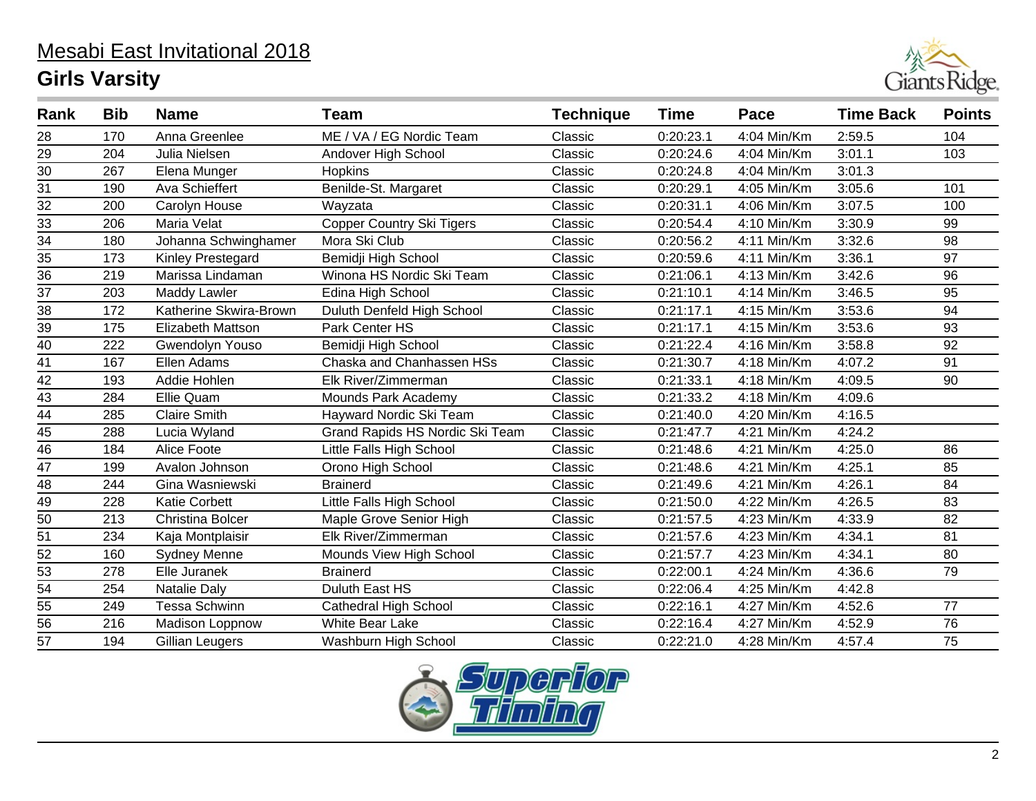# Mesabi East Invitational 2018

## Girls Varsity

| Rank | Bib | Name | Team | Technique | Time | Pace | Time Back | Points |
|---|---|---|---|---|---|---|---|---|
| 28 | 170 | Anna Greenlee | ME / VA / EG Nordic Team | Classic | 0:20:23.1 | 4:04 Min/Km | 2:59.5 | 104 |
| 29 | 204 | Julia Nielsen | Andover High School | Classic | 0:20:24.6 | 4:04 Min/Km | 3:01.1 | 103 |
| 30 | 267 | Elena Munger | Hopkins | Classic | 0:20:24.8 | 4:04 Min/Km | 3:01.3 | |
| 31 | 190 | Ava Schieffert | Benilde-St. Margaret | Classic | 0:20:29.1 | 4:05 Min/Km | 3:05.6 | 101 |
| 32 | 200 | Carolyn House | Wayzata | Classic | 0:20:31.1 | 4:06 Min/Km | 3:07.5 | 100 |
| 33 | 206 | Maria Velat | Copper Country Ski Tigers | Classic | 0:20:54.4 | 4:10 Min/Km | 3:30.9 | 99 |
| 34 | 180 | Johanna Schwinghamer | Mora Ski Club | Classic | 0:20:56.2 | 4:11 Min/Km | 3:32.6 | 98 |
| 35 | 173 | Kinley Prestegard | Bemidji High School | Classic | 0:20:59.6 | 4:11 Min/Km | 3:36.1 | 97 |
| 36 | 219 | Marissa Lindaman | Winona HS Nordic Ski Team | Classic | 0:21:06.1 | 4:13 Min/Km | 3:42.6 | 96 |
| 37 | 203 | Maddy Lawler | Edina High School | Classic | 0:21:10.1 | 4:14 Min/Km | 3:46.5 | 95 |
| 38 | 172 | Katherine Skwira-Brown | Duluth Denfeld High School | Classic | 0:21:17.1 | 4:15 Min/Km | 3:53.6 | 94 |
| 39 | 175 | Elizabeth Mattson | Park Center HS | Classic | 0:21:17.1 | 4:15 Min/Km | 3:53.6 | 93 |
| 40 | 222 | Gwendolyn Youso | Bemidji High School | Classic | 0:21:22.4 | 4:16 Min/Km | 3:58.8 | 92 |
| 41 | 167 | Ellen Adams | Chaska and Chanhassen HSs | Classic | 0:21:30.7 | 4:18 Min/Km | 4:07.2 | 91 |
| 42 | 193 | Addie Hohlen | Elk River/Zimmerman | Classic | 0:21:33.1 | 4:18 Min/Km | 4:09.5 | 90 |
| 43 | 284 | Ellie Quam | Mounds Park Academy | Classic | 0:21:33.2 | 4:18 Min/Km | 4:09.6 | |
| 44 | 285 | Claire Smith | Hayward Nordic Ski Team | Classic | 0:21:40.0 | 4:20 Min/Km | 4:16.5 | |
| 45 | 288 | Lucia Wyland | Grand Rapids HS Nordic Ski Team | Classic | 0:21:47.7 | 4:21 Min/Km | 4:24.2 | |
| 46 | 184 | Alice Foote | Little Falls High School | Classic | 0:21:48.6 | 4:21 Min/Km | 4:25.0 | 86 |
| 47 | 199 | Avalon Johnson | Orono High School | Classic | 0:21:48.6 | 4:21 Min/Km | 4:25.1 | 85 |
| 48 | 244 | Gina Wasniewski | Brainerd | Classic | 0:21:49.6 | 4:21 Min/Km | 4:26.1 | 84 |
| 49 | 228 | Katie Corbett | Little Falls High School | Classic | 0:21:50.0 | 4:22 Min/Km | 4:26.5 | 83 |
| 50 | 213 | Christina Bolcer | Maple Grove Senior High | Classic | 0:21:57.5 | 4:23 Min/Km | 4:33.9 | 82 |
| 51 | 234 | Kaja Montplaisir | Elk River/Zimmerman | Classic | 0:21:57.6 | 4:23 Min/Km | 4:34.1 | 81 |
| 52 | 160 | Sydney Menne | Mounds View High School | Classic | 0:21:57.7 | 4:23 Min/Km | 4:34.1 | 80 |
| 53 | 278 | Elle Juranek | Brainerd | Classic | 0:22:00.1 | 4:24 Min/Km | 4:36.6 | 79 |
| 54 | 254 | Natalie Daly | Duluth East HS | Classic | 0:22:06.4 | 4:25 Min/Km | 4:42.8 | |
| 55 | 249 | Tessa Schwinn | Cathedral High School | Classic | 0:22:16.1 | 4:27 Min/Km | 4:52.6 | 77 |
| 56 | 216 | Madison Loppnow | White Bear Lake | Classic | 0:22:16.4 | 4:27 Min/Km | 4:52.9 | 76 |
| 57 | 194 | Gillian Leugers | Washburn High School | Classic | 0:22:21.0 | 4:28 Min/Km | 4:57.4 | 75 |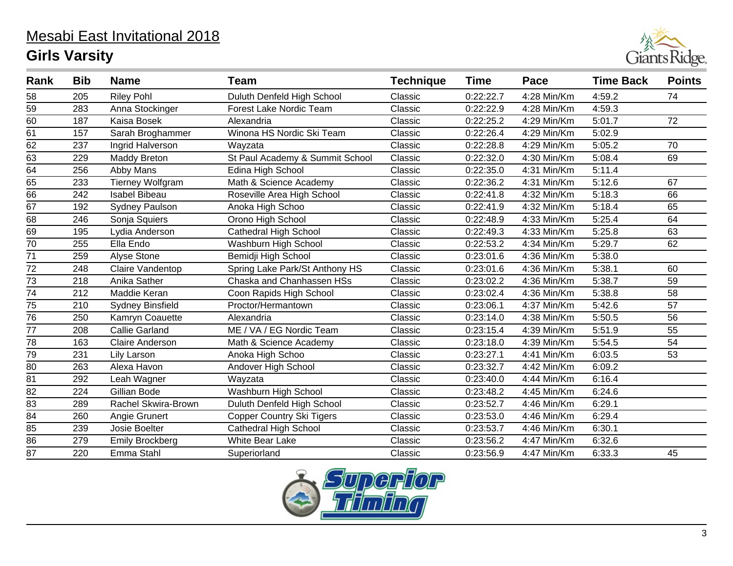# Mesabi East Invitational 2018

## Girls Varsity

| Rank | Bib | Name | Team | Technique | Time | Pace | Time Back | Points |
|---|---|---|---|---|---|---|---|---|
| 58 | 205 | Riley Pohl | Duluth Denfeld High School | Classic | 0:22:22.7 | 4:28 Min/Km | 4:59.2 | 74 |
| 59 | 283 | Anna Stockinger | Forest Lake Nordic Team | Classic | 0:22:22.9 | 4:28 Min/Km | 4:59.3 | |
| 60 | 187 | Kaisa Bosek | Alexandria | Classic | 0:22:25.2 | 4:29 Min/Km | 5:01.7 | 72 |
| 61 | 157 | Sarah Broghammer | Winona HS Nordic Ski Team | Classic | 0:22:26.4 | 4:29 Min/Km | 5:02.9 | |
| 62 | 237 | Ingrid Halverson | Wayzata | Classic | 0:22:28.8 | 4:29 Min/Km | 5:05.2 | 70 |
| 63 | 229 | Maddy Breton | St Paul Academy & Summit School | Classic | 0:22:32.0 | 4:30 Min/Km | 5:08.4 | 69 |
| 64 | 256 | Abby Mans | Edina High School | Classic | 0:22:35.0 | 4:31 Min/Km | 5:11.4 | |
| 65 | 233 | Tierney Wolfgram | Math & Science Academy | Classic | 0:22:36.2 | 4:31 Min/Km | 5:12.6 | 67 |
| 66 | 242 | Isabel Bibeau | Roseville Area High School | Classic | 0:22:41.8 | 4:32 Min/Km | 5:18.3 | 66 |
| 67 | 192 | Sydney Paulson | Anoka High Schoo | Classic | 0:22:41.9 | 4:32 Min/Km | 5:18.4 | 65 |
| 68 | 246 | Sonja Squiers | Orono High School | Classic | 0:22:48.9 | 4:33 Min/Km | 5:25.4 | 64 |
| 69 | 195 | Lydia Anderson | Cathedral High School | Classic | 0:22:49.3 | 4:33 Min/Km | 5:25.8 | 63 |
| 70 | 255 | Ella Endo | Washburn High School | Classic | 0:22:53.2 | 4:34 Min/Km | 5:29.7 | 62 |
| 71 | 259 | Alyse Stone | Bemidji High School | Classic | 0:23:01.6 | 4:36 Min/Km | 5:38.0 | |
| 72 | 248 | Claire Vandentop | Spring Lake Park/St Anthony HS | Classic | 0:23:01.6 | 4:36 Min/Km | 5:38.1 | 60 |
| 73 | 218 | Anika Sather | Chaska and Chanhassen HSs | Classic | 0:23:02.2 | 4:36 Min/Km | 5:38.7 | 59 |
| 74 | 212 | Maddie Keran | Coon Rapids High School | Classic | 0:23:02.4 | 4:36 Min/Km | 5:38.8 | 58 |
| 75 | 210 | Sydney Binsfield | Proctor/Hermantown | Classic | 0:23:06.1 | 4:37 Min/Km | 5:42.6 | 57 |
| 76 | 250 | Kamryn Coauette | Alexandria | Classic | 0:23:14.0 | 4:38 Min/Km | 5:50.5 | 56 |
| 77 | 208 | Callie Garland | ME / VA / EG Nordic Team | Classic | 0:23:15.4 | 4:39 Min/Km | 5:51.9 | 55 |
| 78 | 163 | Claire Anderson | Math & Science Academy | Classic | 0:23:18.0 | 4:39 Min/Km | 5:54.5 | 54 |
| 79 | 231 | Lily Larson | Anoka High Schoo | Classic | 0:23:27.1 | 4:41 Min/Km | 6:03.5 | 53 |
| 80 | 263 | Alexa Havon | Andover High School | Classic | 0:23:32.7 | 4:42 Min/Km | 6:09.2 | |
| 81 | 292 | Leah Wagner | Wayzata | Classic | 0:23:40.0 | 4:44 Min/Km | 6:16.4 | |
| 82 | 224 | Gillian Bode | Washburn High School | Classic | 0:23:48.2 | 4:45 Min/Km | 6:24.6 | |
| 83 | 289 | Rachel Skwira-Brown | Duluth Denfeld High School | Classic | 0:23:52.7 | 4:46 Min/Km | 6:29.1 | |
| 84 | 260 | Angie Grunert | Copper Country Ski Tigers | Classic | 0:23:53.0 | 4:46 Min/Km | 6:29.4 | |
| 85 | 239 | Josie Boelter | Cathedral High School | Classic | 0:23:53.7 | 4:46 Min/Km | 6:30.1 | |
| 86 | 279 | Emily Brockberg | White Bear Lake | Classic | 0:23:56.2 | 4:47 Min/Km | 6:32.6 | |
| 87 | 220 | Emma Stahl | Superiorland | Classic | 0:23:56.9 | 4:47 Min/Km | 6:33.3 | 45 |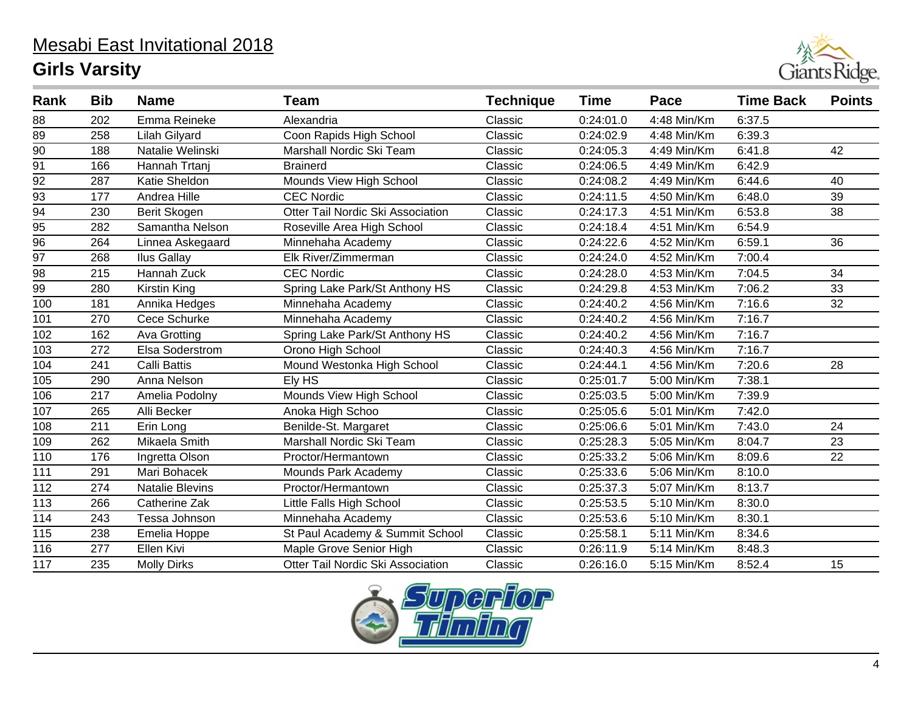# Mesabi East Invitational 2018

## Girls Varsity

| Rank | Bib | Name | Team | Technique | Time | Pace | Time Back | Points |
|---|---|---|---|---|---|---|---|---|
| 88 | 202 | Emma Reineke | Alexandria | Classic | 0:24:01.0 | 4:48 Min/Km | 6:37.5 | |
| 89 | 258 | Lilah Gilyard | Coon Rapids High School | Classic | 0:24:02.9 | 4:48 Min/Km | 6:39.3 | |
| 90 | 188 | Natalie Welinski | Marshall Nordic Ski Team | Classic | 0:24:05.3 | 4:49 Min/Km | 6:41.8 | 42 |
| 91 | 166 | Hannah Trtanj | Brainerd | Classic | 0:24:06.5 | 4:49 Min/Km | 6:42.9 | |
| 92 | 287 | Katie Sheldon | Mounds View High School | Classic | 0:24:08.2 | 4:49 Min/Km | 6:44.6 | 40 |
| 93 | 177 | Andrea Hille | CEC Nordic | Classic | 0:24:11.5 | 4:50 Min/Km | 6:48.0 | 39 |
| 94 | 230 | Berit Skogen | Otter Tail Nordic Ski Association | Classic | 0:24:17.3 | 4:51 Min/Km | 6:53.8 | 38 |
| 95 | 282 | Samantha Nelson | Roseville Area High School | Classic | 0:24:18.4 | 4:51 Min/Km | 6:54.9 | |
| 96 | 264 | Linnea Askegaard | Minnehaha Academy | Classic | 0:24:22.6 | 4:52 Min/Km | 6:59.1 | 36 |
| 97 | 268 | Ilus Gallay | Elk River/Zimmerman | Classic | 0:24:24.0 | 4:52 Min/Km | 7:00.4 | |
| 98 | 215 | Hannah Zuck | CEC Nordic | Classic | 0:24:28.0 | 4:53 Min/Km | 7:04.5 | 34 |
| 99 | 280 | Kirstin King | Spring Lake Park/St Anthony HS | Classic | 0:24:29.8 | 4:53 Min/Km | 7:06.2 | 33 |
| 100 | 181 | Annika Hedges | Minnehaha Academy | Classic | 0:24:40.2 | 4:56 Min/Km | 7:16.6 | 32 |
| 101 | 270 | Cece Schurke | Minnehaha Academy | Classic | 0:24:40.2 | 4:56 Min/Km | 7:16.7 | |
| 102 | 162 | Ava Grotting | Spring Lake Park/St Anthony HS | Classic | 0:24:40.2 | 4:56 Min/Km | 7:16.7 | |
| 103 | 272 | Elsa Soderstrom | Orono High School | Classic | 0:24:40.3 | 4:56 Min/Km | 7:16.7 | |
| 104 | 241 | Calli Battis | Mound Westonka High School | Classic | 0:24:44.1 | 4:56 Min/Km | 7:20.6 | 28 |
| 105 | 290 | Anna Nelson | Ely HS | Classic | 0:25:01.7 | 5:00 Min/Km | 7:38.1 | |
| 106 | 217 | Amelia Podolny | Mounds View High School | Classic | 0:25:03.5 | 5:00 Min/Km | 7:39.9 | |
| 107 | 265 | Alli Becker | Anoka High Schoo | Classic | 0:25:05.6 | 5:01 Min/Km | 7:42.0 | |
| 108 | 211 | Erin Long | Benilde-St. Margaret | Classic | 0:25:06.6 | 5:01 Min/Km | 7:43.0 | 24 |
| 109 | 262 | Mikaela Smith | Marshall Nordic Ski Team | Classic | 0:25:28.3 | 5:05 Min/Km | 8:04.7 | 23 |
| 110 | 176 | Ingretta Olson | Proctor/Hermantown | Classic | 0:25:33.2 | 5:06 Min/Km | 8:09.6 | 22 |
| 111 | 291 | Mari Bohacek | Mounds Park Academy | Classic | 0:25:33.6 | 5:06 Min/Km | 8:10.0 | |
| 112 | 274 | Natalie Blevins | Proctor/Hermantown | Classic | 0:25:37.3 | 5:07 Min/Km | 8:13.7 | |
| 113 | 266 | Catherine Zak | Little Falls High School | Classic | 0:25:53.5 | 5:10 Min/Km | 8:30.0 | |
| 114 | 243 | Tessa Johnson | Minnehaha Academy | Classic | 0:25:53.6 | 5:10 Min/Km | 8:30.1 | |
| 115 | 238 | Emelia Hoppe | St Paul Academy & Summit School | Classic | 0:25:58.1 | 5:11 Min/Km | 8:34.6 | |
| 116 | 277 | Ellen Kivi | Maple Grove Senior High | Classic | 0:26:11.9 | 5:14 Min/Km | 8:48.3 | |
| 117 | 235 | Molly Dirks | Otter Tail Nordic Ski Association | Classic | 0:26:16.0 | 5:15 Min/Km | 8:52.4 | 15 |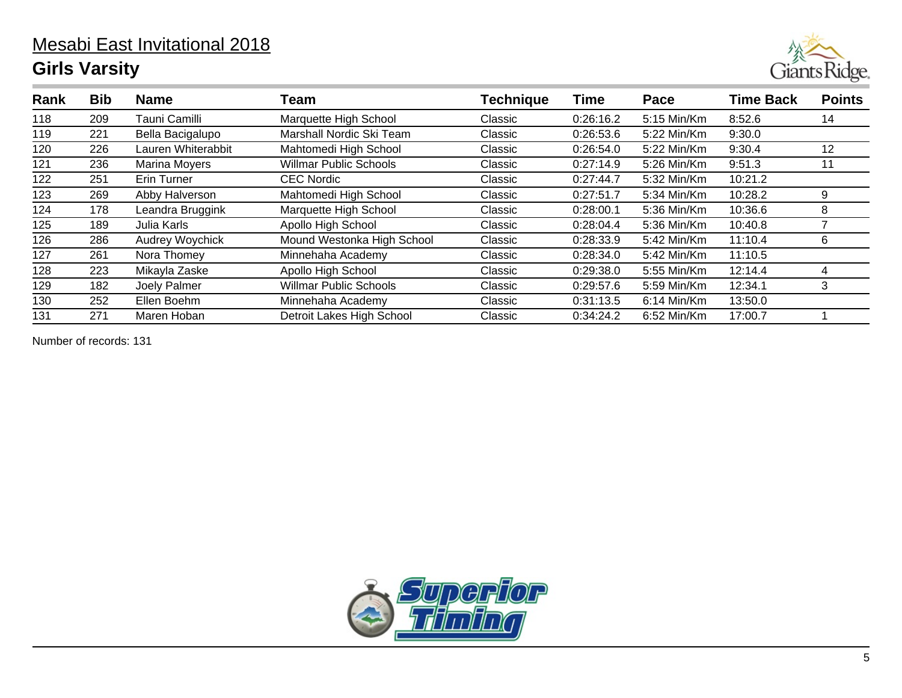# Mesabi East Invitational 2018

## Girls Varsity

| Rank | Bib | Name | Team | Technique | Time | Pace | Time Back | Points |
|---|---|---|---|---|---|---|---|---|
| 118 | 209 | Tauni Camilli | Marquette High School | Classic | 0:26:16.2 | 5:15 Min/Km | 8:52.6 | 14 |
| 119 | 221 | Bella Bacigalupo | Marshall Nordic Ski Team | Classic | 0:26:53.6 | 5:22 Min/Km | 9:30.0 | |
| 120 | 226 | Lauren Whiterabbit | Mahtomedi High School | Classic | 0:26:54.0 | 5:22 Min/Km | 9:30.4 | 12 |
| 121 | 236 | Marina Moyers | Willmar Public Schools | Classic | 0:27:14.9 | 5:26 Min/Km | 9:51.3 | 11 |
| 122 | 251 | Erin Turner | CEC Nordic | Classic | 0:27:44.7 | 5:32 Min/Km | 10:21.2 | |
| 123 | 269 | Abby Halverson | Mahtomedi High School | Classic | 0:27:51.7 | 5:34 Min/Km | 10:28.2 | 9 |
| 124 | 178 | Leandra Bruggink | Marquette High School | Classic | 0:28:00.1 | 5:36 Min/Km | 10:36.6 | 8 |
| 125 | 189 | Julia Karls | Apollo High School | Classic | 0:28:04.4 | 5:36 Min/Km | 10:40.8 | 7 |
| 126 | 286 | Audrey Woychick | Mound Westonka High School | Classic | 0:28:33.9 | 5:42 Min/Km | 11:10.4 | 6 |
| 127 | 261 | Nora Thomey | Minnehaha Academy | Classic | 0:28:34.0 | 5:42 Min/Km | 11:10.5 | |
| 128 | 223 | Mikayla Zaske | Apollo High School | Classic | 0:29:38.0 | 5:55 Min/Km | 12:14.4 | 4 |
| 129 | 182 | Joely Palmer | Willmar Public Schools | Classic | 0:29:57.6 | 5:59 Min/Km | 12:34.1 | 3 |
| 130 | 252 | Ellen Boehm | Minnehaha Academy | Classic | 0:31:13.5 | 6:14 Min/Km | 13:50.0 | |
| 131 | 271 | Maren Hoban | Detroit Lakes High School | Classic | 0:34:24.2 | 6:52 Min/Km | 17:00.7 | 1 |

Number of records: 131